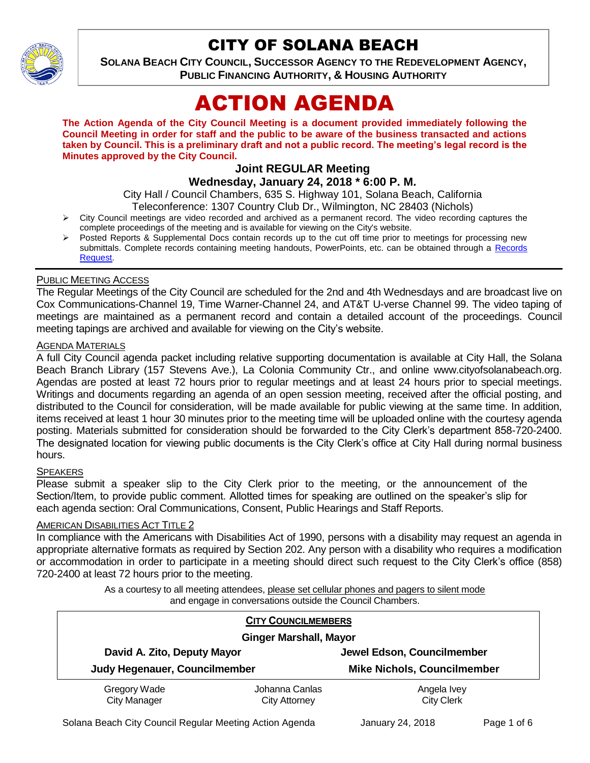# CITY OF SOLANA BEACH

**SOLANA BEACH CITY COUNCIL, SUCCESSOR AGENCY TO THE REDEVELOPMENT AGENCY, PUBLIC FINANCING AUTHORITY, & HOUSING AUTHORITY**

# ACTION AGENDA

**The Action Agenda of the City Council Meeting is a document provided immediately following the Council Meeting in order for staff and the public to be aware of the business transacted and actions taken by Council. This is a preliminary draft and not a public record. The meeting's legal record is the Minutes approved by the City Council.**

### Joint REGULAR Meeting
### Wednesday, January 24, 2018 * 6:00 P. M.

City Hall / Council Chambers, 635 S. Highway 101, Solana Beach, California
Teleconference: 1307 Country Club Dr., Wilmington, NC 28403 (Nichols)

- City Council meetings are video recorded and archived as a permanent record. The video recording captures the complete proceedings of the meeting and is available for viewing on the City's website.
- Posted Reports & Supplemental Docs contain records up to the cut off time prior to meetings for processing new submittals. Complete records containing meeting handouts, PowerPoints, etc. can be obtained through a Records Request.

PUBLIC MEETING ACCESS

The Regular Meetings of the City Council are scheduled for the 2nd and 4th Wednesdays and are broadcast live on Cox Communications-Channel 19, Time Warner-Channel 24, and AT&T U-verse Channel 99. The video taping of meetings are maintained as a permanent record and contain a detailed account of the proceedings. Council meeting tapings are archived and available for viewing on the City's website.

AGENDA MATERIALS

A full City Council agenda packet including relative supporting documentation is available at City Hall, the Solana Beach Branch Library (157 Stevens Ave.), La Colonia Community Ctr., and online www.cityofsolanabeach.org. Agendas are posted at least 72 hours prior to regular meetings and at least 24 hours prior to special meetings. Writings and documents regarding an agenda of an open session meeting, received after the official posting, and distributed to the Council for consideration, will be made available for public viewing at the same time. In addition, items received at least 1 hour 30 minutes prior to the meeting time will be uploaded online with the courtesy agenda posting. Materials submitted for consideration should be forwarded to the City Clerk's department 858-720-2400. The designated location for viewing public documents is the City Clerk's office at City Hall during normal business hours.

SPEAKERS

Please submit a speaker slip to the City Clerk prior to the meeting, or the announcement of the Section/Item, to provide public comment. Allotted times for speaking are outlined on the speaker's slip for each agenda section: Oral Communications, Consent, Public Hearings and Staff Reports.

AMERICAN DISABILITIES ACT TITLE 2

In compliance with the Americans with Disabilities Act of 1990, persons with a disability may request an agenda in appropriate alternative formats as required by Section 202. Any person with a disability who requires a modification or accommodation in order to participate in a meeting should direct such request to the City Clerk's office (858) 720-2400 at least 72 hours prior to the meeting.

As a courtesy to all meeting attendees, please set cellular phones and pagers to silent mode and engage in conversations outside the Council Chambers.

**CITY COUNCILMEMBERS**

**Ginger Marshall, Mayor**

| | |
|---|---|
| **David A. Zito, Deputy Mayor** | **Jewel Edson, Councilmember** |
| **Judy Hegenauer, Councilmember** | **Mike Nichols, Councilmember** |

| | | |
|---|---|---|
| Gregory Wade<br>City Manager | Johanna Canlas<br>City Attorney | Angela Ivey<br>City Clerk |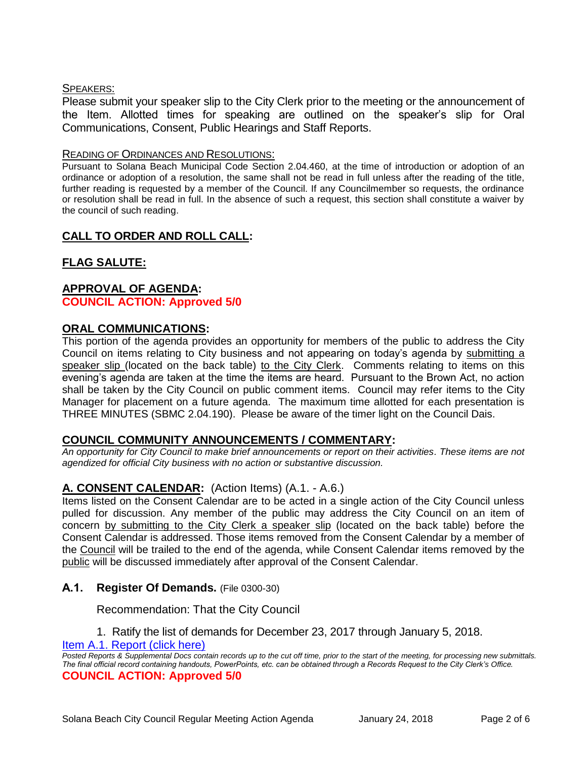<u>SPEAKERS:</u>

Please submit your speaker slip to the City Clerk prior to the meeting or the announcement of the Item. Allotted times for speaking are outlined on the speaker's slip for Oral Communications, Consent, Public Hearings and Staff Reports.

<u>READING OF ORDINANCES AND RESOLUTIONS:</u>

Pursuant to Solana Beach Municipal Code Section 2.04.460, at the time of introduction or adoption of an ordinance or adoption of a resolution, the same shall not be read in full unless after the reading of the title, further reading is requested by a member of the Council. If any Councilmember so requests, the ordinance or resolution shall be read in full. In the absence of such a request, this section shall constitute a waiver by the council of such reading.

## CALL TO ORDER AND ROLL CALL:

## FLAG SALUTE:

## APPROVAL OF AGENDA:

**COUNCIL ACTION: Approved 5/0**

## ORAL COMMUNICATIONS:

This portion of the agenda provides an opportunity for members of the public to address the City Council on items relating to City business and not appearing on today's agenda by submitting a speaker slip (located on the back table) to the City Clerk. Comments relating to items on this evening's agenda are taken at the time the items are heard. Pursuant to the Brown Act, no action shall be taken by the City Council on public comment items. Council may refer items to the City Manager for placement on a future agenda. The maximum time allotted for each presentation is THREE MINUTES (SBMC 2.04.190). Please be aware of the timer light on the Council Dais.

## COUNCIL COMMUNITY ANNOUNCEMENTS / COMMENTARY:

*An opportunity for City Council to make brief announcements or report on their activities. These items are not agendized for official City business with no action or substantive discussion.*

## A. CONSENT CALENDAR: (Action Items) (A.1. - A.6.)

Items listed on the Consent Calendar are to be acted in a single action of the City Council unless pulled for discussion. Any member of the public may address the City Council on an item of concern by submitting to the City Clerk a speaker slip (located on the back table) before the Consent Calendar is addressed. Those items removed from the Consent Calendar by a member of the Council will be trailed to the end of the agenda, while Consent Calendar items removed by the public will be discussed immediately after approval of the Consent Calendar.

### A.1. Register Of Demands. (File 0300-30)

Recommendation: That the City Council

1. Ratify the list of demands for December 23, 2017 through January 5, 2018.

Item A.1. Report (click here)

*Posted Reports & Supplemental Docs contain records up to the cut off time, prior to the start of the meeting, for processing new submittals. The final official record containing handouts, PowerPoints, etc. can be obtained through a Records Request to the City Clerk's Office.*

**COUNCIL ACTION: Approved 5/0**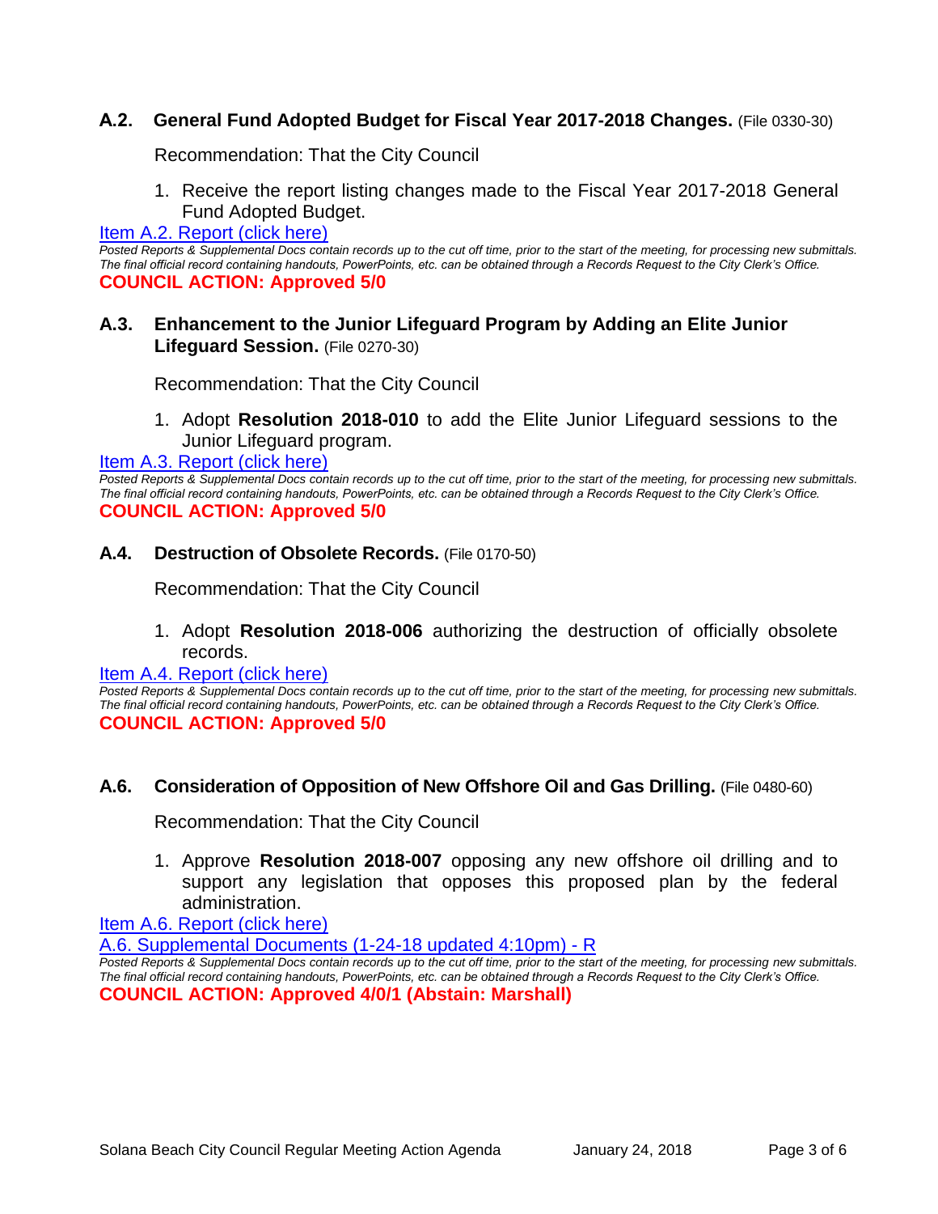### A.2. General Fund Adopted Budget for Fiscal Year 2017-2018 Changes. (File 0330-30)

Recommendation: That the City Council

1. Receive the report listing changes made to the Fiscal Year 2017-2018 General Fund Adopted Budget.

Item A.2. Report (click here)

*Posted Reports & Supplemental Docs contain records up to the cut off time, prior to the start of the meeting, for processing new submittals. The final official record containing handouts, PowerPoints, etc. can be obtained through a Records Request to the City Clerk's Office.*

**COUNCIL ACTION: Approved 5/0**

### A.3. Enhancement to the Junior Lifeguard Program by Adding an Elite Junior Lifeguard Session. (File 0270-30)

Recommendation: That the City Council

1. Adopt **Resolution 2018-010** to add the Elite Junior Lifeguard sessions to the Junior Lifeguard program.

Item A.3. Report (click here)

*Posted Reports & Supplemental Docs contain records up to the cut off time, prior to the start of the meeting, for processing new submittals. The final official record containing handouts, PowerPoints, etc. can be obtained through a Records Request to the City Clerk's Office.*

**COUNCIL ACTION: Approved 5/0**

### A.4. Destruction of Obsolete Records. (File 0170-50)

Recommendation: That the City Council

1. Adopt **Resolution 2018-006** authorizing the destruction of officially obsolete records.

Item A.4. Report (click here)

*Posted Reports & Supplemental Docs contain records up to the cut off time, prior to the start of the meeting, for processing new submittals. The final official record containing handouts, PowerPoints, etc. can be obtained through a Records Request to the City Clerk's Office.*

**COUNCIL ACTION: Approved 5/0**

### A.6. Consideration of Opposition of New Offshore Oil and Gas Drilling. (File 0480-60)

Recommendation: That the City Council

1. Approve **Resolution 2018-007** opposing any new offshore oil drilling and to support any legislation that opposes this proposed plan by the federal administration.

Item A.6. Report (click here)

A.6. Supplemental Documents (1-24-18 updated 4:10pm) - R

*Posted Reports & Supplemental Docs contain records up to the cut off time, prior to the start of the meeting, for processing new submittals. The final official record containing handouts, PowerPoints, etc. can be obtained through a Records Request to the City Clerk's Office.*

**COUNCIL ACTION: Approved 4/0/1 (Abstain: Marshall)**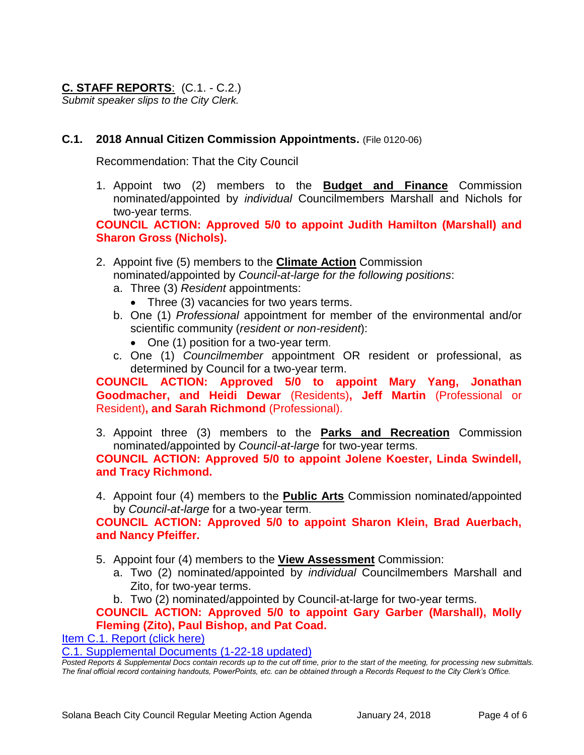## **C. STAFF REPORTS**: (C.1. - C.2.)

*Submit speaker slips to the City Clerk.*

### **C.1. 2018 Annual Citizen Commission Appointments.** (File 0120-06)

Recommendation: That the City Council

1. Appoint two (2) members to the **Budget and Finance** Commission nominated/appointed by *individual* Councilmembers Marshall and Nichols for two-year terms.

**COUNCIL ACTION: Approved 5/0 to appoint Judith Hamilton (Marshall) and Sharon Gross (Nichols).**

2. Appoint five (5) members to the **Climate Action** Commission nominated/appointed by *Council-at-large for the following positions*:
   a. Three (3) *Resident* appointments:
      - Three (3) vacancies for two years terms.
   b. One (1) *Professional* appointment for member of the environmental and/or scientific community (*resident or non-resident*):
      - One (1) position for a two-year term.
   c. One (1) *Councilmember* appointment OR resident or professional, as determined by Council for a two-year term.

**COUNCIL ACTION: Approved 5/0 to appoint Mary Yang, Jonathan Goodmacher, and Heidi Dewar** (Residents)**, Jeff Martin** (Professional or Resident)**, and Sarah Richmond** (Professional).

3. Appoint three (3) members to the **Parks and Recreation** Commission nominated/appointed by *Council-at-large* for two-year terms.

**COUNCIL ACTION: Approved 5/0 to appoint Jolene Koester, Linda Swindell, and Tracy Richmond.**

4. Appoint four (4) members to the **Public Arts** Commission nominated/appointed by *Council-at-large* for a two-year term.

**COUNCIL ACTION: Approved 5/0 to appoint Sharon Klein, Brad Auerbach, and Nancy Pfeiffer.**

5. Appoint four (4) members to the **View Assessment** Commission:
   a. Two (2) nominated/appointed by *individual* Councilmembers Marshall and Zito, for two-year terms.
   b. Two (2) nominated/appointed by Council-at-large for two-year terms.

**COUNCIL ACTION: Approved 5/0 to appoint Gary Garber (Marshall), Molly Fleming (Zito), Paul Bishop, and Pat Coad.**

Item C.1. Report (click here)

C.1. Supplemental Documents (1-22-18 updated)

*Posted Reports & Supplemental Docs contain records up to the cut off time, prior to the start of the meeting, for processing new submittals. The final official record containing handouts, PowerPoints, etc. can be obtained through a Records Request to the City Clerk's Office.*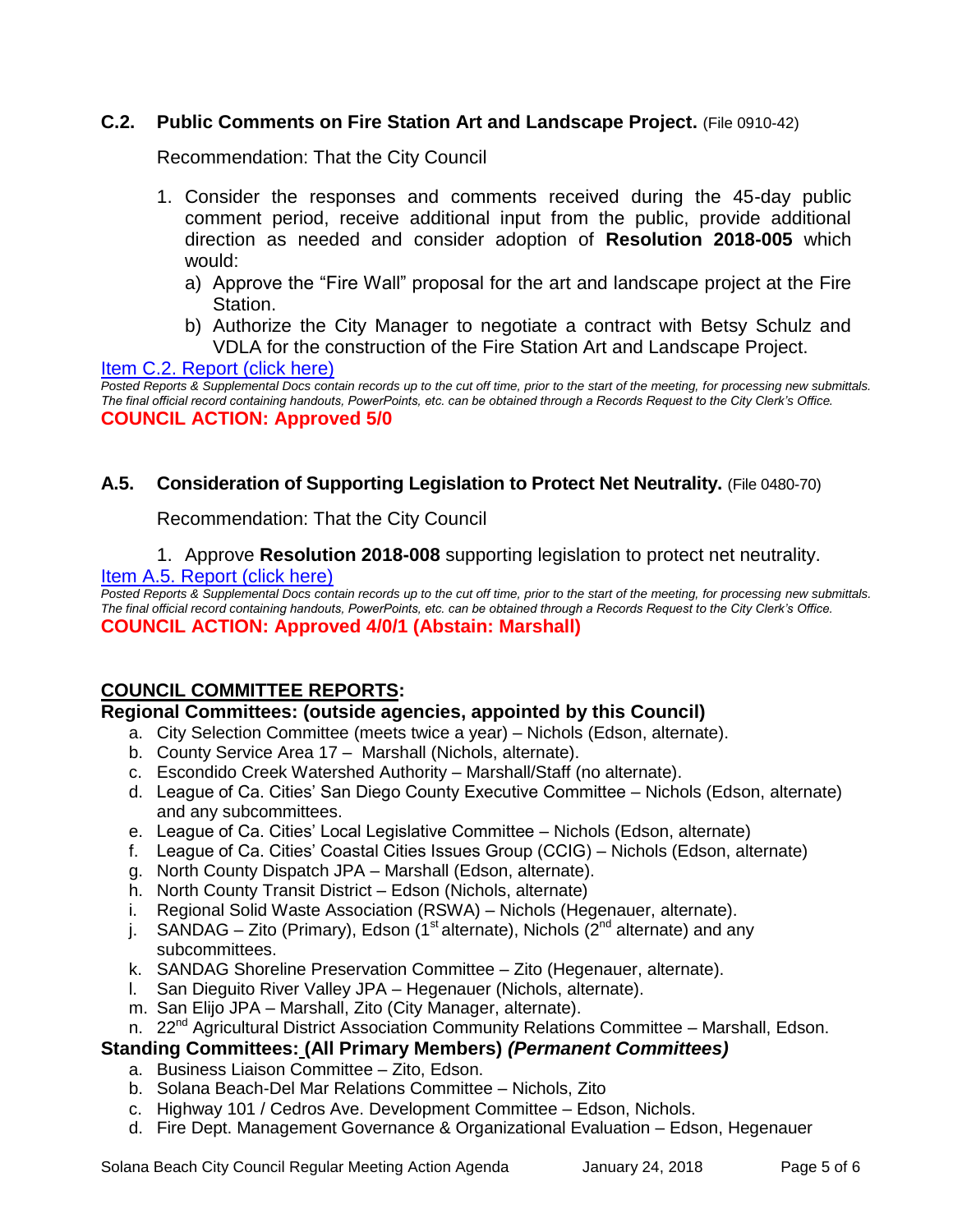### C.2. Public Comments on Fire Station Art and Landscape Project. (File 0910-42)

Recommendation: That the City Council

1. Consider the responses and comments received during the 45-day public comment period, receive additional input from the public, provide additional direction as needed and consider adoption of **Resolution 2018-005** which would:
   a) Approve the "Fire Wall" proposal for the art and landscape project at the Fire Station.
   b) Authorize the City Manager to negotiate a contract with Betsy Schulz and VDLA for the construction of the Fire Station Art and Landscape Project.

Item C.2. Report (click here)

*Posted Reports & Supplemental Docs contain records up to the cut off time, prior to the start of the meeting, for processing new submittals. The final official record containing handouts, PowerPoints, etc. can be obtained through a Records Request to the City Clerk's Office.*

**COUNCIL ACTION: Approved 5/0**

### A.5. Consideration of Supporting Legislation to Protect Net Neutrality. (File 0480-70)

Recommendation: That the City Council

1. Approve **Resolution 2018-008** supporting legislation to protect net neutrality.

Item A.5. Report (click here)

*Posted Reports & Supplemental Docs contain records up to the cut off time, prior to the start of the meeting, for processing new submittals. The final official record containing handouts, PowerPoints, etc. can be obtained through a Records Request to the City Clerk's Office.*

**COUNCIL ACTION: Approved 4/0/1 (Abstain: Marshall)**

## COUNCIL COMMITTEE REPORTS:

### Regional Committees: (outside agencies, appointed by this Council)

a. City Selection Committee (meets twice a year) – Nichols (Edson, alternate).
b. County Service Area 17 – Marshall (Nichols, alternate).
c. Escondido Creek Watershed Authority – Marshall/Staff (no alternate).
d. League of Ca. Cities' San Diego County Executive Committee – Nichols (Edson, alternate) and any subcommittees.
e. League of Ca. Cities' Local Legislative Committee – Nichols (Edson, alternate)
f. League of Ca. Cities' Coastal Cities Issues Group (CCIG) – Nichols (Edson, alternate)
g. North County Dispatch JPA – Marshall (Edson, alternate).
h. North County Transit District – Edson (Nichols, alternate)
i. Regional Solid Waste Association (RSWA) – Nichols (Hegenauer, alternate).
j. SANDAG – Zito (Primary), Edson (1st alternate), Nichols (2nd alternate) and any subcommittees.
k. SANDAG Shoreline Preservation Committee – Zito (Hegenauer, alternate).
l. San Dieguito River Valley JPA – Hegenauer (Nichols, alternate).
m. San Elijo JPA – Marshall, Zito (City Manager, alternate).
n. 22nd Agricultural District Association Community Relations Committee – Marshall, Edson.

### Standing Committees: (All Primary Members) *(Permanent Committees)*

a. Business Liaison Committee – Zito, Edson.
b. Solana Beach-Del Mar Relations Committee – Nichols, Zito
c. Highway 101 / Cedros Ave. Development Committee – Edson, Nichols.
d. Fire Dept. Management Governance & Organizational Evaluation – Edson, Hegenauer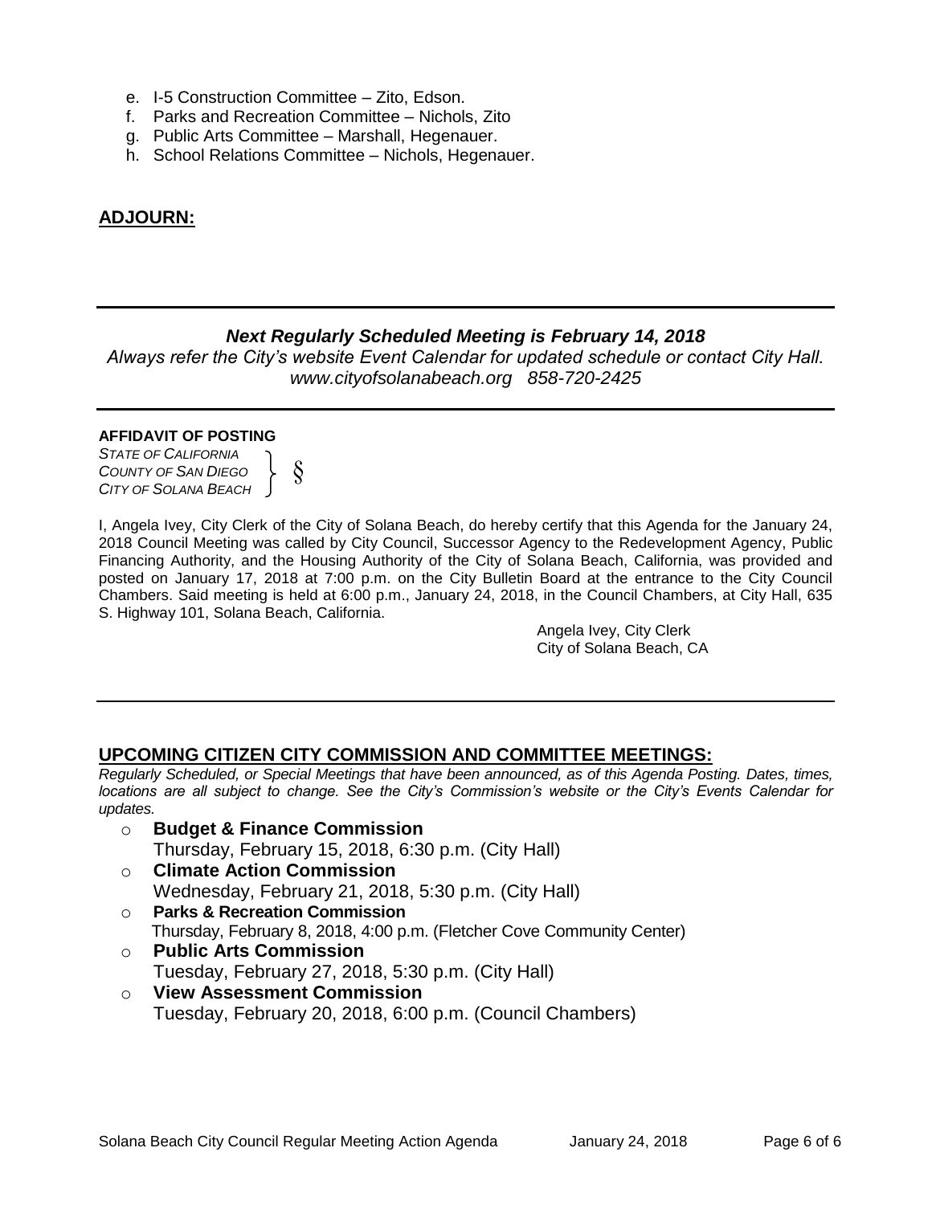e. I-5 Construction Committee – Zito, Edson.
f. Parks and Recreation Committee – Nichols, Zito
g. Public Arts Committee – Marshall, Hegenauer.
h. School Relations Committee – Nichols, Hegenauer.

## ADJOURN:

---

***Next Regularly Scheduled Meeting is February 14, 2018***

*Always refer the City's website Event Calendar for updated schedule or contact City Hall. www.cityofsolanabeach.org 858-720-2425*

---

**AFFIDAVIT OF POSTING**

*STATE OF CALIFORNIA*
*COUNTY OF SAN DIEGO* §
*CITY OF SOLANA BEACH*

I, Angela Ivey, City Clerk of the City of Solana Beach, do hereby certify that this Agenda for the January 24, 2018 Council Meeting was called by City Council, Successor Agency to the Redevelopment Agency, Public Financing Authority, and the Housing Authority of the City of Solana Beach, California, was provided and posted on January 17, 2018 at 7:00 p.m. on the City Bulletin Board at the entrance to the City Council Chambers. Said meeting is held at 6:00 p.m., January 24, 2018, in the Council Chambers, at City Hall, 635 S. Highway 101, Solana Beach, California.

Angela Ivey, City Clerk
City of Solana Beach, CA

---

## UPCOMING CITIZEN CITY COMMISSION AND COMMITTEE MEETINGS:

*Regularly Scheduled, or Special Meetings that have been announced, as of this Agenda Posting. Dates, times, locations are all subject to change. See the City's Commission's website or the City's Events Calendar for updates.*

- **Budget & Finance Commission**
  Thursday, February 15, 2018, 6:30 p.m. (City Hall)
- **Climate Action Commission**
  Wednesday, February 21, 2018, 5:30 p.m. (City Hall)
- **Parks & Recreation Commission**
  Thursday, February 8, 2018, 4:00 p.m. (Fletcher Cove Community Center)
- **Public Arts Commission**
  Tuesday, February 27, 2018, 5:30 p.m. (City Hall)
- **View Assessment Commission**
  Tuesday, February 20, 2018, 6:00 p.m. (Council Chambers)